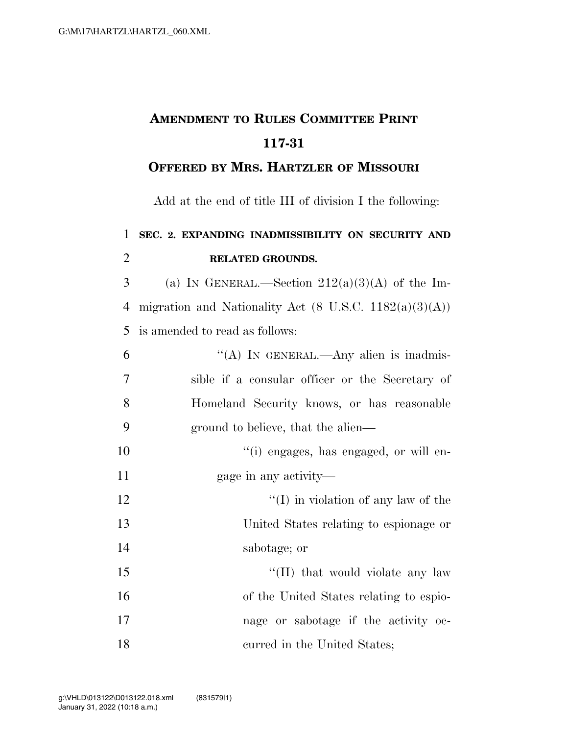# Amendment to Rules Committee Print 117-31

## Offered by Mrs. Hartzler of Missouri

Add at the end of title III of division I the following:

**SEC. 2. EXPANDING INADMISSIBILITY ON SECURITY AND RELATED GROUNDS.**

(a) IN GENERAL.—Section 212(a)(3)(A) of the Immigration and Nationality Act (8 U.S.C. 1182(a)(3)(A)) is amended to read as follows:

"(A) IN GENERAL.—Any alien is inadmissible if a consular officer or the Secretary of Homeland Security knows, or has reasonable ground to believe, that the alien—

"(i) engages, has engaged, or will engage in any activity—

"(I) in violation of any law of the United States relating to espionage or sabotage; or

"(II) that would violate any law of the United States relating to espionage or sabotage if the activity occurred in the United States;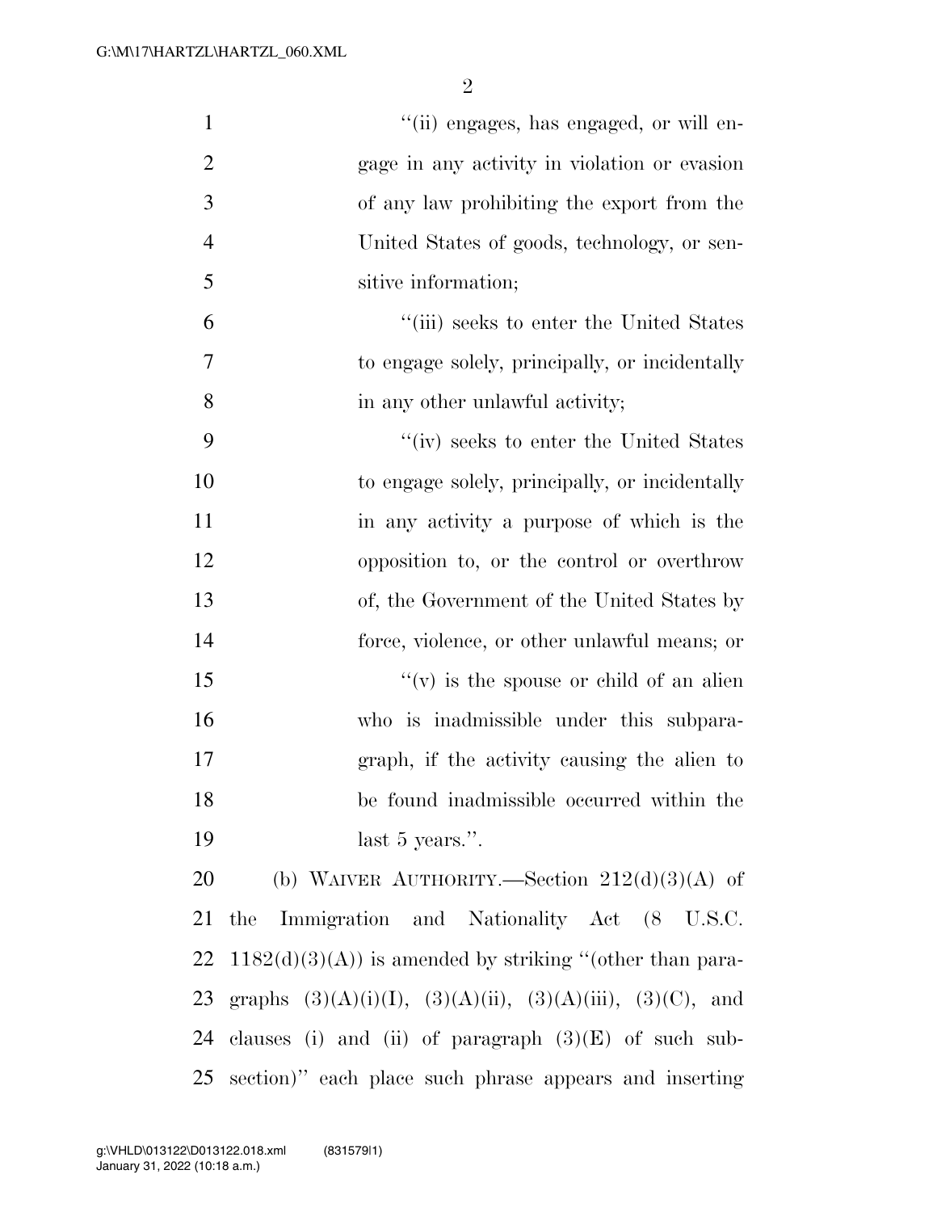"(ii) engages, has engaged, or will engage in any activity in violation or evasion of any law prohibiting the export from the United States of goods, technology, or sensitive information;

"(iii) seeks to enter the United States to engage solely, principally, or incidentally in any other unlawful activity;

"(iv) seeks to enter the United States to engage solely, principally, or incidentally in any activity a purpose of which is the opposition to, or the control or overthrow of, the Government of the United States by force, violence, or other unlawful means; or

"(v) is the spouse or child of an alien who is inadmissible under this subparagraph, if the activity causing the alien to be found inadmissible occurred within the last 5 years.".

(b) WAIVER AUTHORITY.—Section 212(d)(3)(A) of the Immigration and Nationality Act (8 U.S.C. 1182(d)(3)(A)) is amended by striking "(other than paragraphs (3)(A)(i)(I), (3)(A)(ii), (3)(A)(iii), (3)(C), and clauses (i) and (ii) of paragraph (3)(E) of such subsection)" each place such phrase appears and inserting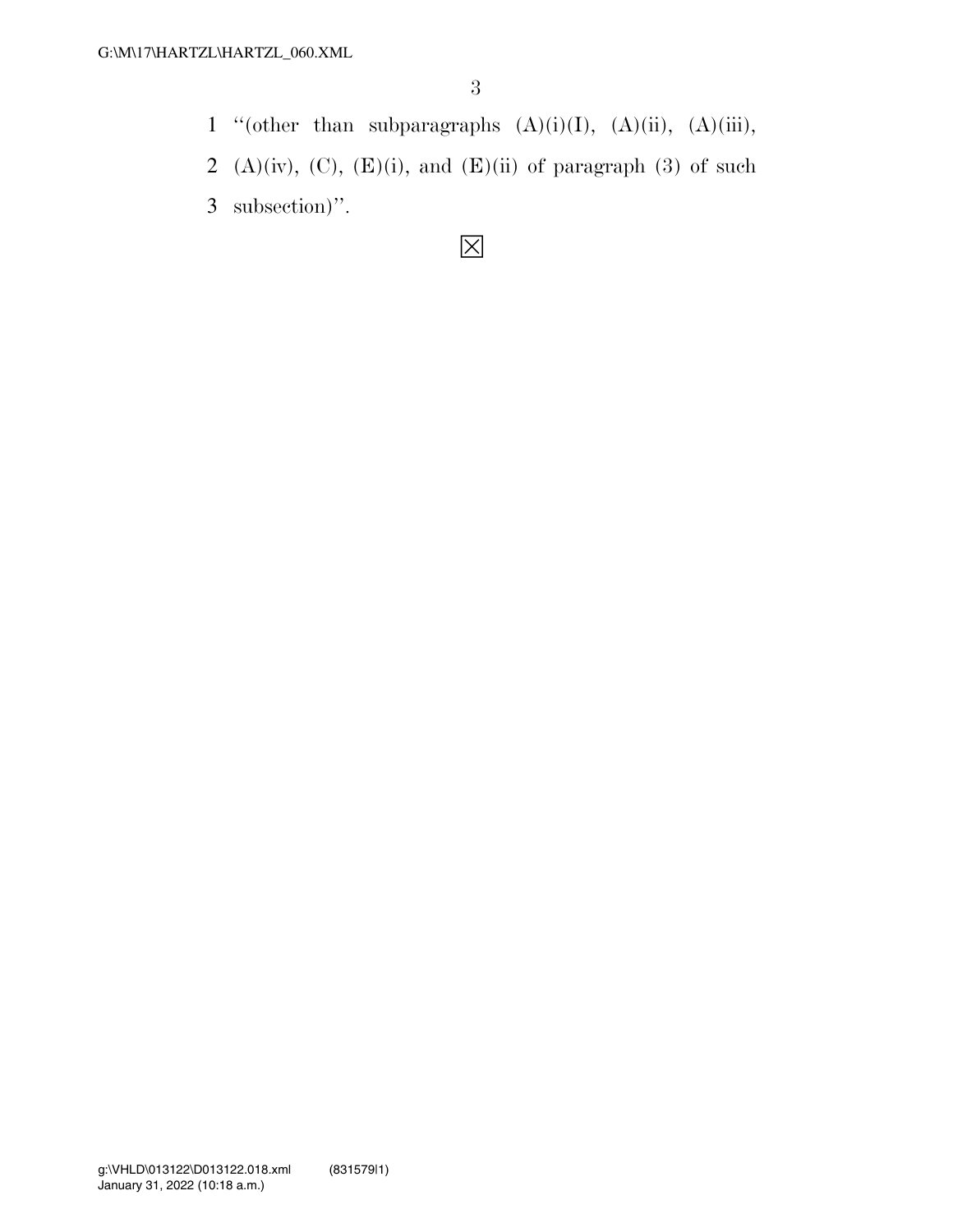"(other than subparagraphs (A)(i)(I), (A)(ii), (A)(iii), (A)(iv), (C), (E)(i), and (E)(ii) of paragraph (3) of such subsection)".

☒